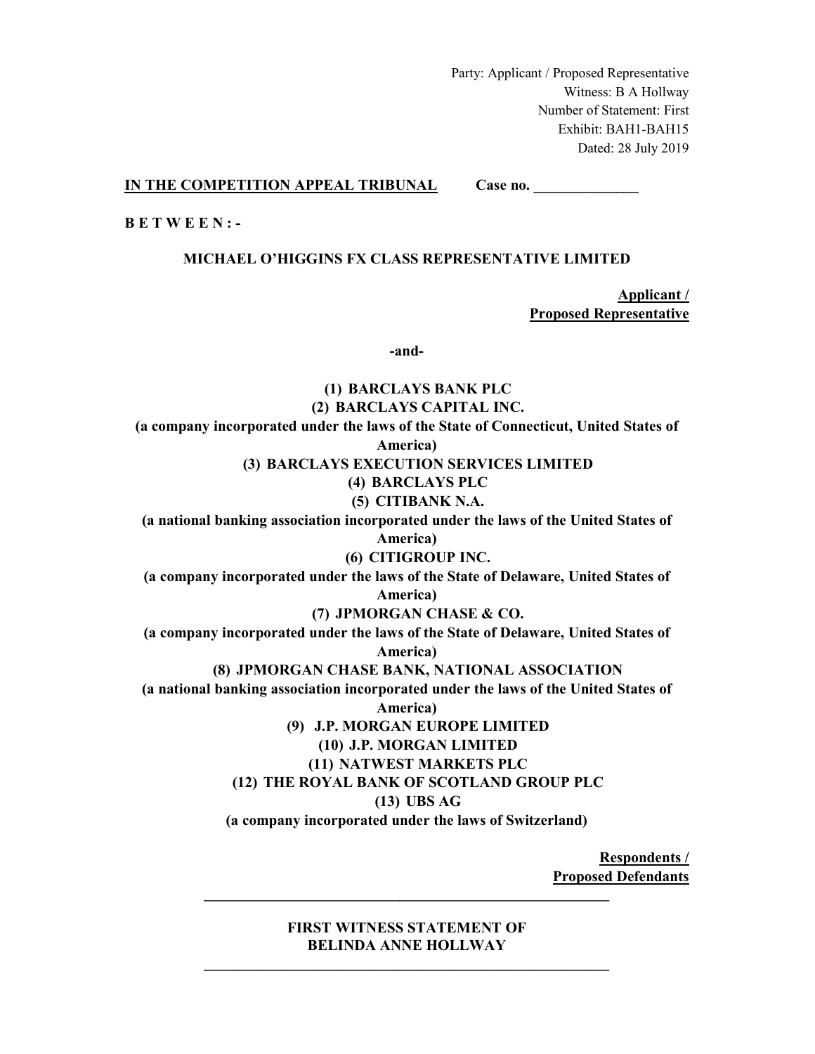Party: Applicant / Proposed Representative
Witness: B A Hollway
Number of Statement: First
Exhibit: BAH1-BAH15
Dated: 28 July 2019

**IN THE COMPETITION APPEAL TRIBUNAL** **Case no. ______________**

**B E T W E E N : -**

**MICHAEL O'HIGGINS FX CLASS REPRESENTATIVE LIMITED**

**Applicant / Proposed Representative**

**-and-**

**(1) BARCLAYS BANK PLC**

**(2) BARCLAYS CAPITAL INC.**

**(a company incorporated under the laws of the State of Connecticut, United States of America)**

**(3) BARCLAYS EXECUTION SERVICES LIMITED**

**(4) BARCLAYS PLC**

**(5) CITIBANK N.A.**

**(a national banking association incorporated under the laws of the United States of America)**

**(6) CITIGROUP INC.**

**(a company incorporated under the laws of the State of Delaware, United States of America)**

**(7) JPMORGAN CHASE & CO.**

**(a company incorporated under the laws of the State of Delaware, United States of America)**

**(8) JPMORGAN CHASE BANK, NATIONAL ASSOCIATION**

**(a national banking association incorporated under the laws of the United States of America)**

**(9) J.P. MORGAN EUROPE LIMITED**

**(10) J.P. MORGAN LIMITED**

**(11) NATWEST MARKETS PLC**

**(12) THE ROYAL BANK OF SCOTLAND GROUP PLC**

**(13) UBS AG**

**(a company incorporated under the laws of Switzerland)**

**Respondents / Proposed Defendants**

---

**FIRST WITNESS STATEMENT OF BELINDA ANNE HOLLWAY**

---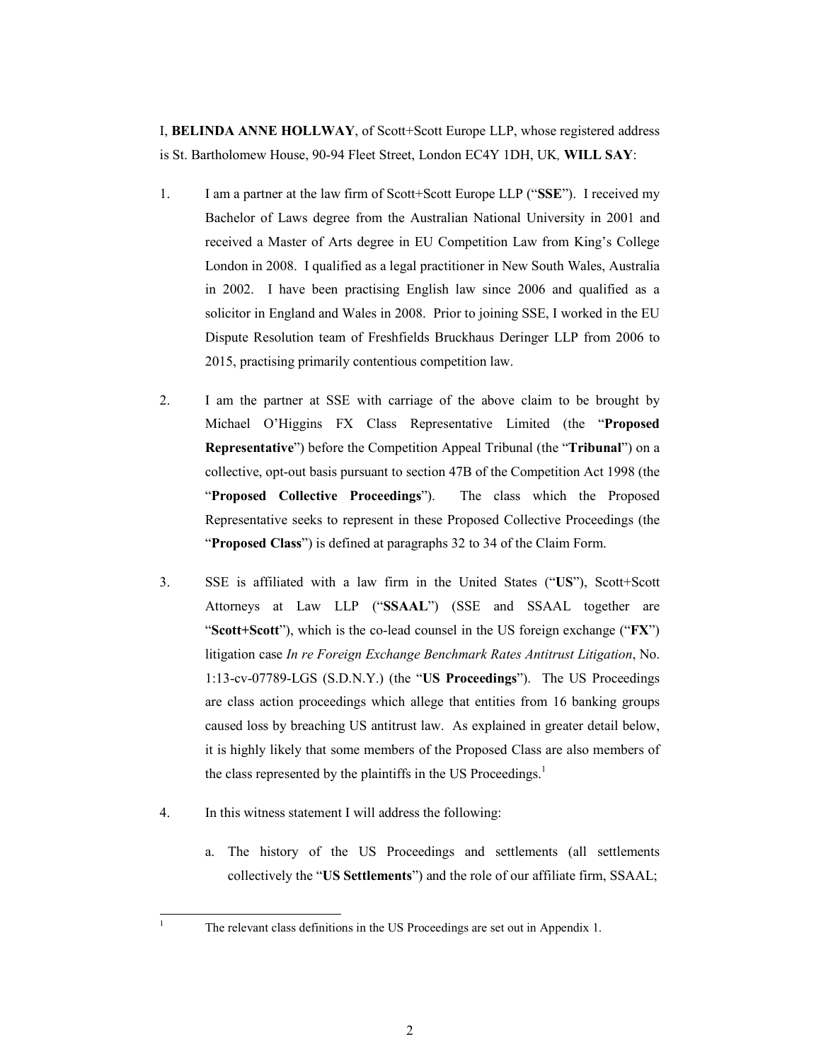I, **BELINDA ANNE HOLLWAY**, of Scott+Scott Europe LLP, whose registered address is St. Bartholomew House, 90-94 Fleet Street, London EC4Y 1DH, UK, **WILL SAY**:

1. I am a partner at the law firm of Scott+Scott Europe LLP ("**SSE**"). I received my Bachelor of Laws degree from the Australian National University in 2001 and received a Master of Arts degree in EU Competition Law from King's College London in 2008. I qualified as a legal practitioner in New South Wales, Australia in 2002. I have been practising English law since 2006 and qualified as a solicitor in England and Wales in 2008. Prior to joining SSE, I worked in the EU Dispute Resolution team of Freshfields Bruckhaus Deringer LLP from 2006 to 2015, practising primarily contentious competition law.

2. I am the partner at SSE with carriage of the above claim to be brought by Michael O'Higgins FX Class Representative Limited (the "**Proposed Representative**") before the Competition Appeal Tribunal (the "**Tribunal**") on a collective, opt-out basis pursuant to section 47B of the Competition Act 1998 (the "**Proposed Collective Proceedings**"). The class which the Proposed Representative seeks to represent in these Proposed Collective Proceedings (the "**Proposed Class**") is defined at paragraphs 32 to 34 of the Claim Form.

3. SSE is affiliated with a law firm in the United States ("**US**"), Scott+Scott Attorneys at Law LLP ("**SSAAL**") (SSE and SSAAL together are "**Scott+Scott**"), which is the co-lead counsel in the US foreign exchange ("**FX**") litigation case *In re Foreign Exchange Benchmark Rates Antitrust Litigation*, No. 1:13-cv-07789-LGS (S.D.N.Y.) (the "**US Proceedings**"). The US Proceedings are class action proceedings which allege that entities from 16 banking groups caused loss by breaching US antitrust law. As explained in greater detail below, it is highly likely that some members of the Proposed Class are also members of the class represented by the plaintiffs in the US Proceedings.[1]

4. In this witness statement I will address the following:

   a. The history of the US Proceedings and settlements (all settlements collectively the "**US Settlements**") and the role of our affiliate firm, SSAAL;

[1] The relevant class definitions in the US Proceedings are set out in Appendix 1.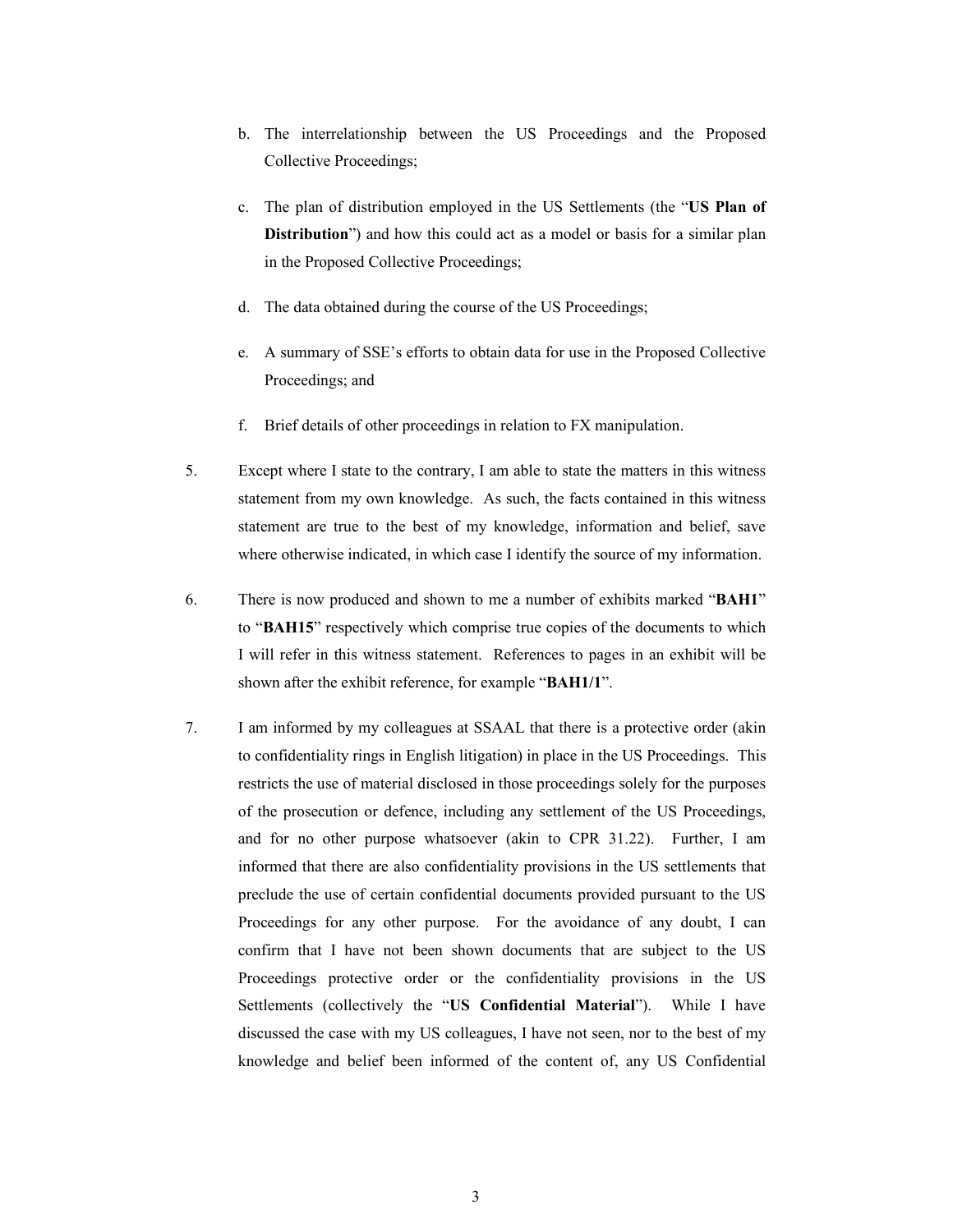b. The interrelationship between the US Proceedings and the Proposed Collective Proceedings;

   c. The plan of distribution employed in the US Settlements (the "**US Plan of Distribution**") and how this could act as a model or basis for a similar plan in the Proposed Collective Proceedings;

   d. The data obtained during the course of the US Proceedings;

   e. A summary of SSE's efforts to obtain data for use in the Proposed Collective Proceedings; and

   f. Brief details of other proceedings in relation to FX manipulation.

5. Except where I state to the contrary, I am able to state the matters in this witness statement from my own knowledge. As such, the facts contained in this witness statement are true to the best of my knowledge, information and belief, save where otherwise indicated, in which case I identify the source of my information.

6. There is now produced and shown to me a number of exhibits marked "**BAH1**" to "**BAH15**" respectively which comprise true copies of the documents to which I will refer in this witness statement. References to pages in an exhibit will be shown after the exhibit reference, for example "**BAH1/1**".

7. I am informed by my colleagues at SSAAL that there is a protective order (akin to confidentiality rings in English litigation) in place in the US Proceedings. This restricts the use of material disclosed in those proceedings solely for the purposes of the prosecution or defence, including any settlement of the US Proceedings, and for no other purpose whatsoever (akin to CPR 31.22). Further, I am informed that there are also confidentiality provisions in the US settlements that preclude the use of certain confidential documents provided pursuant to the US Proceedings for any other purpose. For the avoidance of any doubt, I can confirm that I have not been shown documents that are subject to the US Proceedings protective order or the confidentiality provisions in the US Settlements (collectively the "**US Confidential Material**"). While I have discussed the case with my US colleagues, I have not seen, nor to the best of my knowledge and belief been informed of the content of, any US Confidential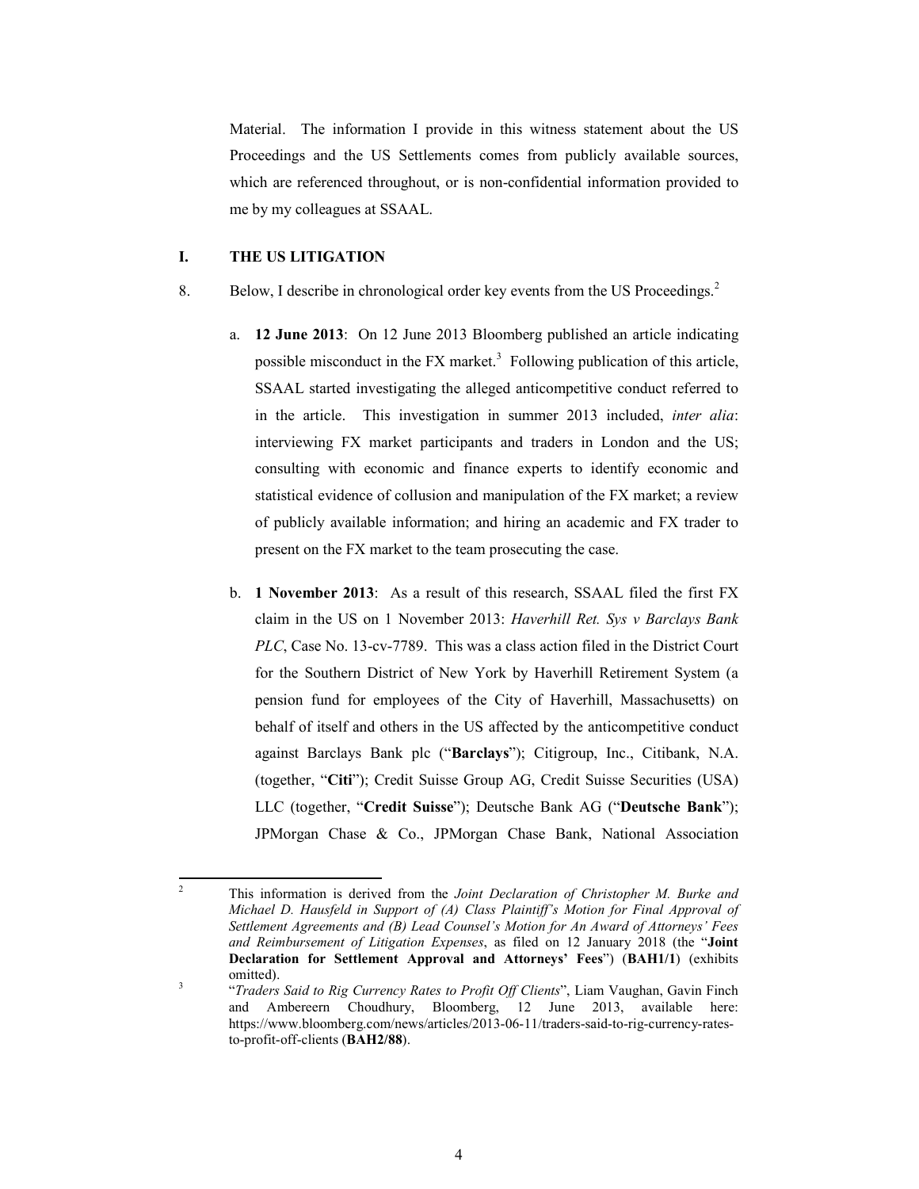Material. The information I provide in this witness statement about the US Proceedings and the US Settlements comes from publicly available sources, which are referenced throughout, or is non-confidential information provided to me by my colleagues at SSAAL.

## I. THE US LITIGATION

8. Below, I describe in chronological order key events from the US Proceedings.[2]

   a. **12 June 2013**: On 12 June 2013 Bloomberg published an article indicating possible misconduct in the FX market.[3] Following publication of this article, SSAAL started investigating the alleged anticompetitive conduct referred to in the article. This investigation in summer 2013 included, *inter alia*: interviewing FX market participants and traders in London and the US; consulting with economic and finance experts to identify economic and statistical evidence of collusion and manipulation of the FX market; a review of publicly available information; and hiring an academic and FX trader to present on the FX market to the team prosecuting the case.

   b. **1 November 2013**: As a result of this research, SSAAL filed the first FX claim in the US on 1 November 2013: *Haverhill Ret. Sys v Barclays Bank PLC*, Case No. 13-cv-7789. This was a class action filed in the District Court for the Southern District of New York by Haverhill Retirement System (a pension fund for employees of the City of Haverhill, Massachusetts) on behalf of itself and others in the US affected by the anticompetitive conduct against Barclays Bank plc ("**Barclays**"); Citigroup, Inc., Citibank, N.A. (together, "**Citi**"); Credit Suisse Group AG, Credit Suisse Securities (USA) LLC (together, "**Credit Suisse**"); Deutsche Bank AG ("**Deutsche Bank**"); JPMorgan Chase & Co., JPMorgan Chase Bank, National Association

---

[2] This information is derived from the *Joint Declaration of Christopher M. Burke and Michael D. Hausfeld in Support of (A) Class Plaintiff's Motion for Final Approval of Settlement Agreements and (B) Lead Counsel's Motion for An Award of Attorneys' Fees and Reimbursement of Litigation Expenses*, as filed on 12 January 2018 (the "**Joint Declaration for Settlement Approval and Attorneys' Fees**") (**BAH1/1**) (exhibits omitted).

[3] "*Traders Said to Rig Currency Rates to Profit Off Clients*", Liam Vaughan, Gavin Finch and Ambereern Choudhury, Bloomberg, 12 June 2013, available here: https://www.bloomberg.com/news/articles/2013-06-11/traders-said-to-rig-currency-rates-to-profit-off-clients (**BAH2/88**).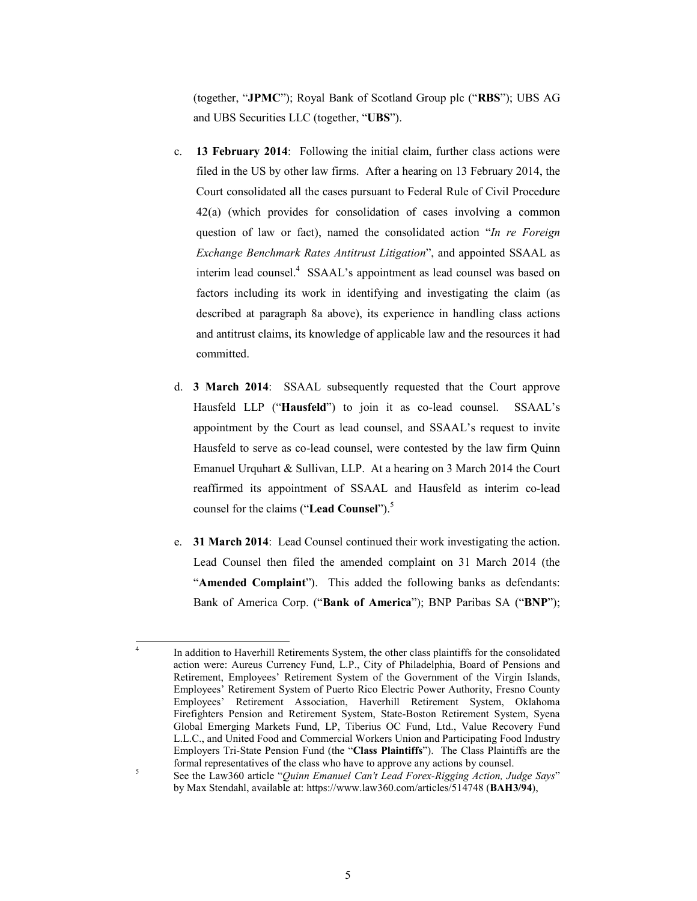(together, "**JPMC**"); Royal Bank of Scotland Group plc ("**RBS**"); UBS AG and UBS Securities LLC (together, "**UBS**").

c. **13 February 2014**: Following the initial claim, further class actions were filed in the US by other law firms. After a hearing on 13 February 2014, the Court consolidated all the cases pursuant to Federal Rule of Civil Procedure 42(a) (which provides for consolidation of cases involving a common question of law or fact), named the consolidated action "*In re Foreign Exchange Benchmark Rates Antitrust Litigation*", and appointed SSAAL as interim lead counsel.[4] SSAAL's appointment as lead counsel was based on factors including its work in identifying and investigating the claim (as described at paragraph 8a above), its experience in handling class actions and antitrust claims, its knowledge of applicable law and the resources it had committed.

d. **3 March 2014**: SSAAL subsequently requested that the Court approve Hausfeld LLP ("**Hausfeld**") to join it as co-lead counsel. SSAAL's appointment by the Court as lead counsel, and SSAAL's request to invite Hausfeld to serve as co-lead counsel, were contested by the law firm Quinn Emanuel Urquhart & Sullivan, LLP. At a hearing on 3 March 2014 the Court reaffirmed its appointment of SSAAL and Hausfeld as interim co-lead counsel for the claims ("**Lead Counsel**").[5]

e. **31 March 2014**: Lead Counsel continued their work investigating the action. Lead Counsel then filed the amended complaint on 31 March 2014 (the "**Amended Complaint**"). This added the following banks as defendants: Bank of America Corp. ("**Bank of America**"); BNP Paribas SA ("**BNP**");

---

[4] In addition to Haverhill Retirements System, the other class plaintiffs for the consolidated action were: Aureus Currency Fund, L.P., City of Philadelphia, Board of Pensions and Retirement, Employees' Retirement System of the Government of the Virgin Islands, Employees' Retirement System of Puerto Rico Electric Power Authority, Fresno County Employees' Retirement Association, Haverhill Retirement System, Oklahoma Firefighters Pension and Retirement System, State-Boston Retirement System, Syena Global Emerging Markets Fund, LP, Tiberius OC Fund, Ltd., Value Recovery Fund L.L.C., and United Food and Commercial Workers Union and Participating Food Industry Employers Tri-State Pension Fund (the "**Class Plaintiffs**"). The Class Plaintiffs are the formal representatives of the class who have to approve any actions by counsel.

[5] See the Law360 article "*Quinn Emanuel Can't Lead Forex-Rigging Action, Judge Says*" by Max Stendahl, available at: https://www.law360.com/articles/514748 (**BAH3/94**),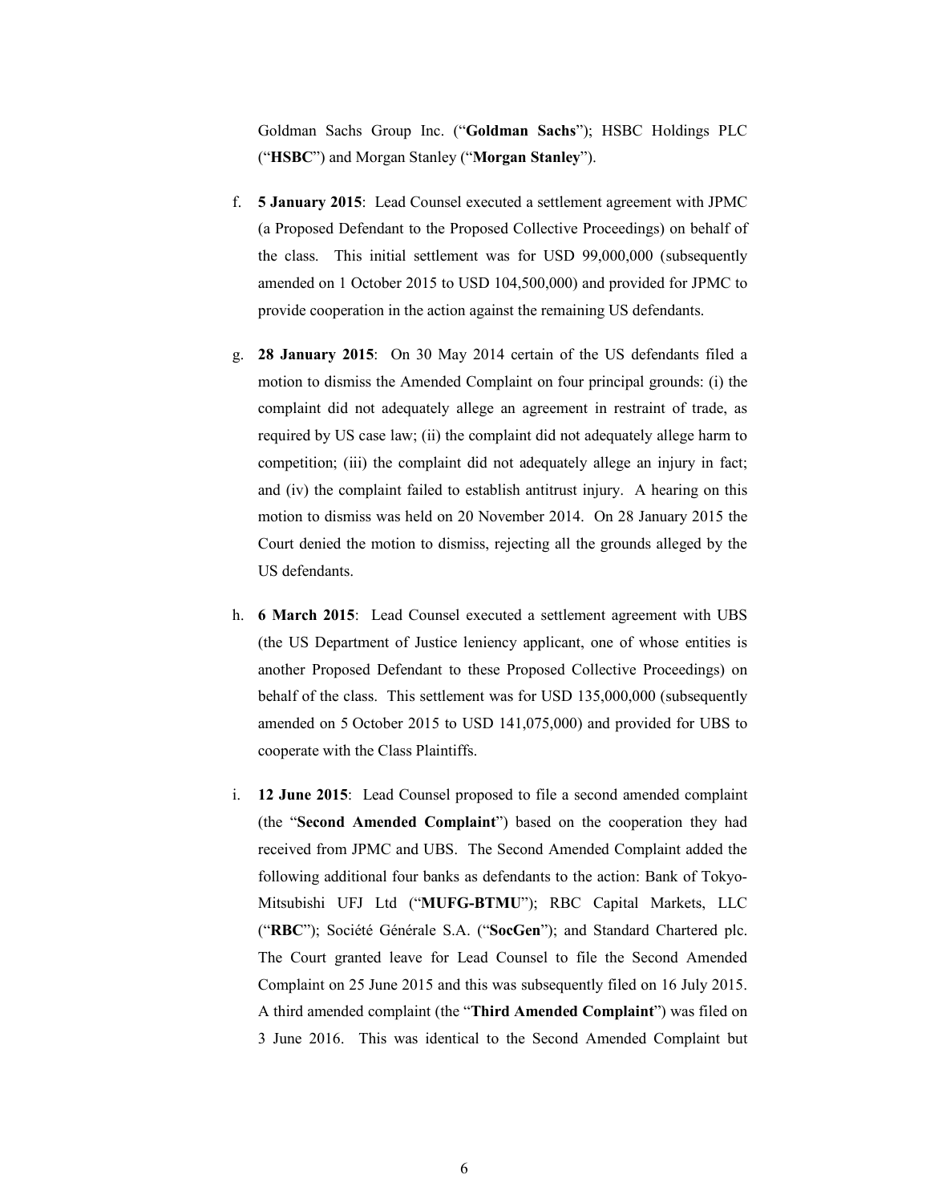Goldman Sachs Group Inc. ("**Goldman Sachs**"); HSBC Holdings PLC ("**HSBC**") and Morgan Stanley ("**Morgan Stanley**").

f. **5 January 2015**: Lead Counsel executed a settlement agreement with JPMC (a Proposed Defendant to the Proposed Collective Proceedings) on behalf of the class. This initial settlement was for USD 99,000,000 (subsequently amended on 1 October 2015 to USD 104,500,000) and provided for JPMC to provide cooperation in the action against the remaining US defendants.

g. **28 January 2015**: On 30 May 2014 certain of the US defendants filed a motion to dismiss the Amended Complaint on four principal grounds: (i) the complaint did not adequately allege an agreement in restraint of trade, as required by US case law; (ii) the complaint did not adequately allege harm to competition; (iii) the complaint did not adequately allege an injury in fact; and (iv) the complaint failed to establish antitrust injury. A hearing on this motion to dismiss was held on 20 November 2014. On 28 January 2015 the Court denied the motion to dismiss, rejecting all the grounds alleged by the US defendants.

h. **6 March 2015**: Lead Counsel executed a settlement agreement with UBS (the US Department of Justice leniency applicant, one of whose entities is another Proposed Defendant to these Proposed Collective Proceedings) on behalf of the class. This settlement was for USD 135,000,000 (subsequently amended on 5 October 2015 to USD 141,075,000) and provided for UBS to cooperate with the Class Plaintiffs.

i. **12 June 2015**: Lead Counsel proposed to file a second amended complaint (the "**Second Amended Complaint**") based on the cooperation they had received from JPMC and UBS. The Second Amended Complaint added the following additional four banks as defendants to the action: Bank of Tokyo-Mitsubishi UFJ Ltd ("**MUFG-BTMU**"); RBC Capital Markets, LLC ("**RBC**"); Société Générale S.A. ("**SocGen**"); and Standard Chartered plc. The Court granted leave for Lead Counsel to file the Second Amended Complaint on 25 June 2015 and this was subsequently filed on 16 July 2015. A third amended complaint (the "**Third Amended Complaint**") was filed on 3 June 2016. This was identical to the Second Amended Complaint but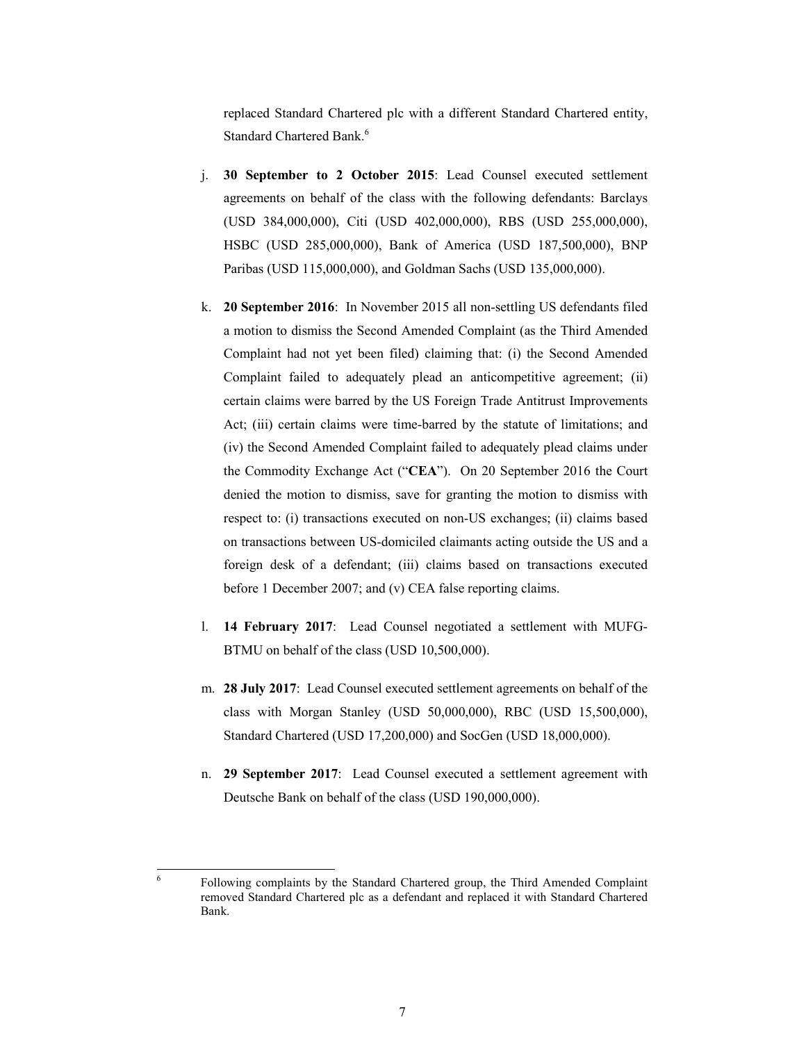replaced Standard Chartered plc with a different Standard Chartered entity, Standard Chartered Bank.[6]

j. **30 September to 2 October 2015**: Lead Counsel executed settlement agreements on behalf of the class with the following defendants: Barclays (USD 384,000,000), Citi (USD 402,000,000), RBS (USD 255,000,000), HSBC (USD 285,000,000), Bank of America (USD 187,500,000), BNP Paribas (USD 115,000,000), and Goldman Sachs (USD 135,000,000).

k. **20 September 2016**: In November 2015 all non-settling US defendants filed a motion to dismiss the Second Amended Complaint (as the Third Amended Complaint had not yet been filed) claiming that: (i) the Second Amended Complaint failed to adequately plead an anticompetitive agreement; (ii) certain claims were barred by the US Foreign Trade Antitrust Improvements Act; (iii) certain claims were time-barred by the statute of limitations; and (iv) the Second Amended Complaint failed to adequately plead claims under the Commodity Exchange Act ("**CEA**"). On 20 September 2016 the Court denied the motion to dismiss, save for granting the motion to dismiss with respect to: (i) transactions executed on non-US exchanges; (ii) claims based on transactions between US-domiciled claimants acting outside the US and a foreign desk of a defendant; (iii) claims based on transactions executed before 1 December 2007; and (v) CEA false reporting claims.

l. **14 February 2017**: Lead Counsel negotiated a settlement with MUFG-BTMU on behalf of the class (USD 10,500,000).

m. **28 July 2017**: Lead Counsel executed settlement agreements on behalf of the class with Morgan Stanley (USD 50,000,000), RBC (USD 15,500,000), Standard Chartered (USD 17,200,000) and SocGen (USD 18,000,000).

n. **29 September 2017**: Lead Counsel executed a settlement agreement with Deutsche Bank on behalf of the class (USD 190,000,000).

---

[6] Following complaints by the Standard Chartered group, the Third Amended Complaint removed Standard Chartered plc as a defendant and replaced it with Standard Chartered Bank.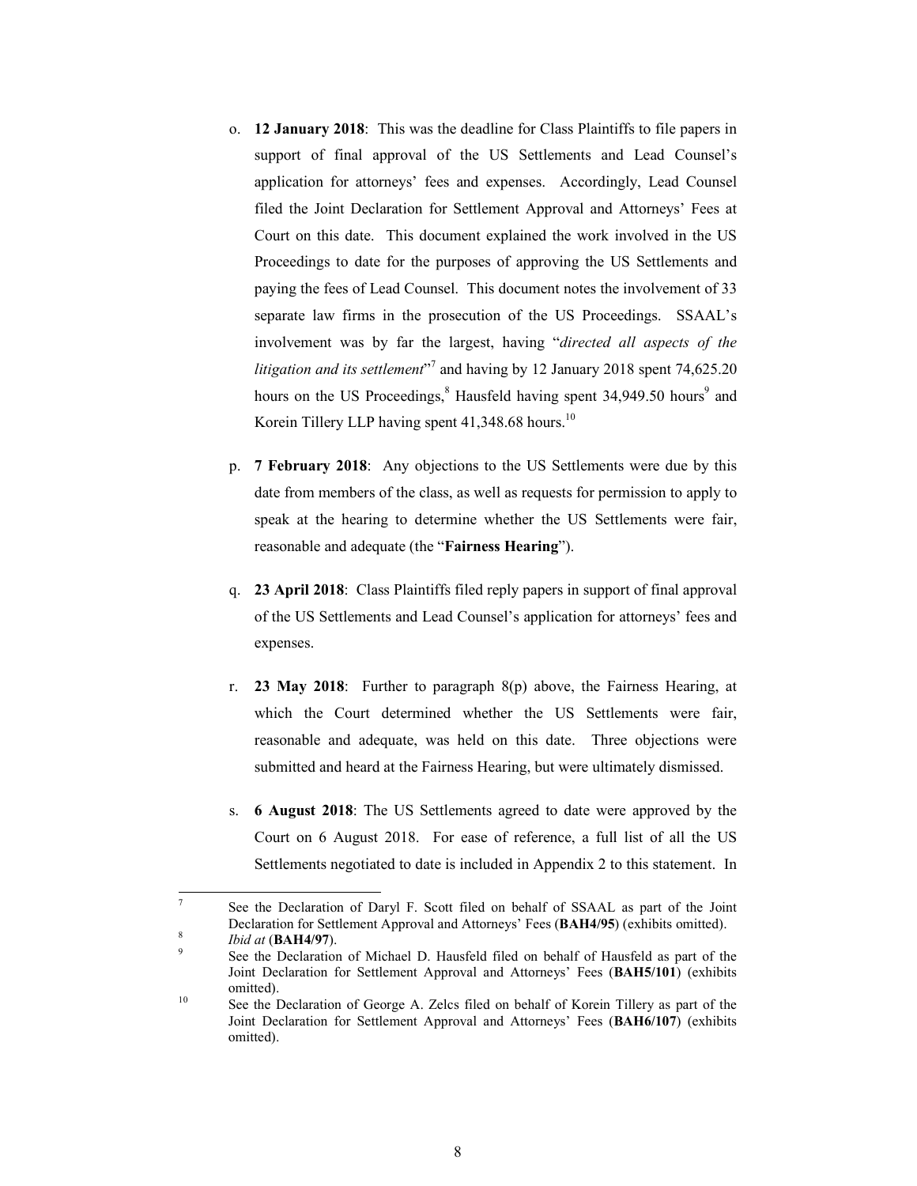o. **12 January 2018**: This was the deadline for Class Plaintiffs to file papers in support of final approval of the US Settlements and Lead Counsel's application for attorneys' fees and expenses. Accordingly, Lead Counsel filed the Joint Declaration for Settlement Approval and Attorneys' Fees at Court on this date. This document explained the work involved in the US Proceedings to date for the purposes of approving the US Settlements and paying the fees of Lead Counsel. This document notes the involvement of 33 separate law firms in the prosecution of the US Proceedings. SSAAL's involvement was by far the largest, having "*directed all aspects of the litigation and its settlement*"[7] and having by 12 January 2018 spent 74,625.20 hours on the US Proceedings,[8] Hausfeld having spent 34,949.50 hours[9] and Korein Tillery LLP having spent 41,348.68 hours.[10]

p. **7 February 2018**: Any objections to the US Settlements were due by this date from members of the class, as well as requests for permission to apply to speak at the hearing to determine whether the US Settlements were fair, reasonable and adequate (the "**Fairness Hearing**").

q. **23 April 2018**: Class Plaintiffs filed reply papers in support of final approval of the US Settlements and Lead Counsel's application for attorneys' fees and expenses.

r. **23 May 2018**: Further to paragraph 8(p) above, the Fairness Hearing, at which the Court determined whether the US Settlements were fair, reasonable and adequate, was held on this date. Three objections were submitted and heard at the Fairness Hearing, but were ultimately dismissed.

s. **6 August 2018**: The US Settlements agreed to date were approved by the Court on 6 August 2018. For ease of reference, a full list of all the US Settlements negotiated to date is included in Appendix 2 to this statement. In

---

[7] See the Declaration of Daryl F. Scott filed on behalf of SSAAL as part of the Joint Declaration for Settlement Approval and Attorneys' Fees (**BAH4/95**) (exhibits omitted).

[8] *Ibid at* (**BAH4/97**).

[9] See the Declaration of Michael D. Hausfeld filed on behalf of Hausfeld as part of the Joint Declaration for Settlement Approval and Attorneys' Fees (**BAH5/101**) (exhibits omitted).

[10] See the Declaration of George A. Zelcs filed on behalf of Korein Tillery as part of the Joint Declaration for Settlement Approval and Attorneys' Fees (**BAH6/107**) (exhibits omitted).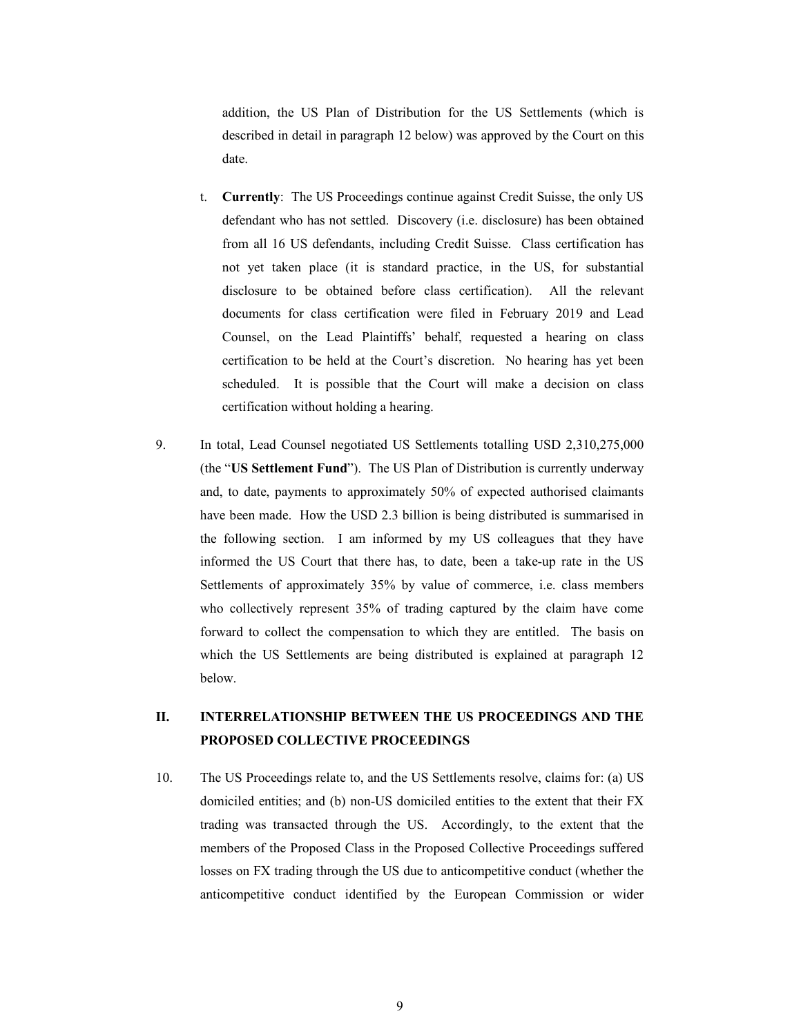addition, the US Plan of Distribution for the US Settlements (which is described in detail in paragraph 12 below) was approved by the Court on this date.

t. **Currently**: The US Proceedings continue against Credit Suisse, the only US defendant who has not settled. Discovery (i.e. disclosure) has been obtained from all 16 US defendants, including Credit Suisse. Class certification has not yet taken place (it is standard practice, in the US, for substantial disclosure to be obtained before class certification). All the relevant documents for class certification were filed in February 2019 and Lead Counsel, on the Lead Plaintiffs' behalf, requested a hearing on class certification to be held at the Court's discretion. No hearing has yet been scheduled. It is possible that the Court will make a decision on class certification without holding a hearing.

9. In total, Lead Counsel negotiated US Settlements totalling USD 2,310,275,000 (the "**US Settlement Fund**"). The US Plan of Distribution is currently underway and, to date, payments to approximately 50% of expected authorised claimants have been made. How the USD 2.3 billion is being distributed is summarised in the following section. I am informed by my US colleagues that they have informed the US Court that there has, to date, been a take-up rate in the US Settlements of approximately 35% by value of commerce, i.e. class members who collectively represent 35% of trading captured by the claim have come forward to collect the compensation to which they are entitled. The basis on which the US Settlements are being distributed is explained at paragraph 12 below.

## II. INTERRELATIONSHIP BETWEEN THE US PROCEEDINGS AND THE PROPOSED COLLECTIVE PROCEEDINGS

10. The US Proceedings relate to, and the US Settlements resolve, claims for: (a) US domiciled entities; and (b) non-US domiciled entities to the extent that their FX trading was transacted through the US. Accordingly, to the extent that the members of the Proposed Class in the Proposed Collective Proceedings suffered losses on FX trading through the US due to anticompetitive conduct (whether the anticompetitive conduct identified by the European Commission or wider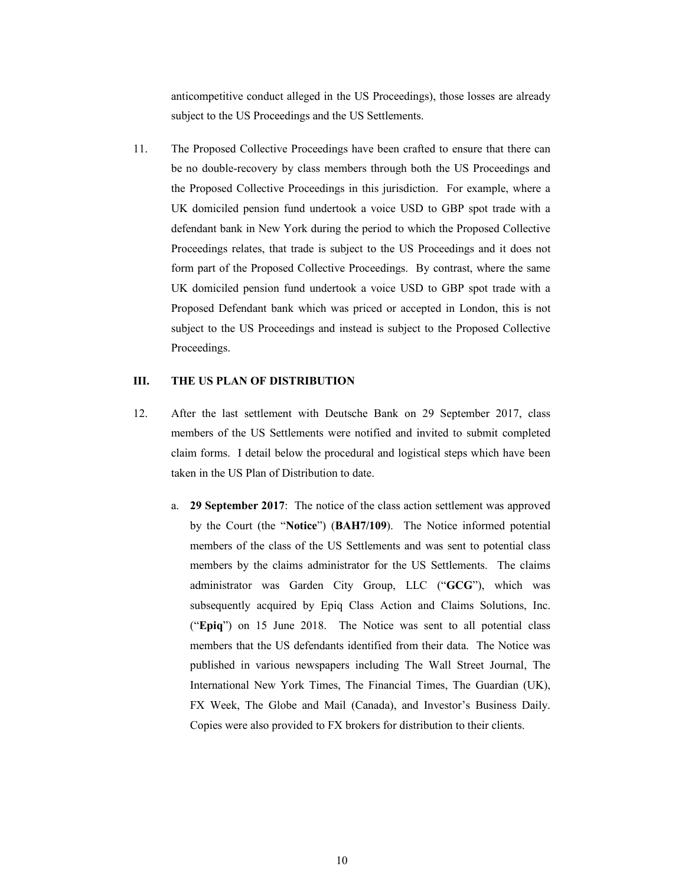anticompetitive conduct alleged in the US Proceedings), those losses are already subject to the US Proceedings and the US Settlements.

11. The Proposed Collective Proceedings have been crafted to ensure that there can be no double-recovery by class members through both the US Proceedings and the Proposed Collective Proceedings in this jurisdiction. For example, where a UK domiciled pension fund undertook a voice USD to GBP spot trade with a defendant bank in New York during the period to which the Proposed Collective Proceedings relates, that trade is subject to the US Proceedings and it does not form part of the Proposed Collective Proceedings. By contrast, where the same UK domiciled pension fund undertook a voice USD to GBP spot trade with a Proposed Defendant bank which was priced or accepted in London, this is not subject to the US Proceedings and instead is subject to the Proposed Collective Proceedings.

## III. THE US PLAN OF DISTRIBUTION

12. After the last settlement with Deutsche Bank on 29 September 2017, class members of the US Settlements were notified and invited to submit completed claim forms. I detail below the procedural and logistical steps which have been taken in the US Plan of Distribution to date.

    a. **29 September 2017**: The notice of the class action settlement was approved by the Court (the "**Notice**") (**BAH7/109**). The Notice informed potential members of the class of the US Settlements and was sent to potential class members by the claims administrator for the US Settlements. The claims administrator was Garden City Group, LLC ("**GCG**"), which was subsequently acquired by Epiq Class Action and Claims Solutions, Inc. ("**Epiq**") on 15 June 2018. The Notice was sent to all potential class members that the US defendants identified from their data. The Notice was published in various newspapers including The Wall Street Journal, The International New York Times, The Financial Times, The Guardian (UK), FX Week, The Globe and Mail (Canada), and Investor's Business Daily. Copies were also provided to FX brokers for distribution to their clients.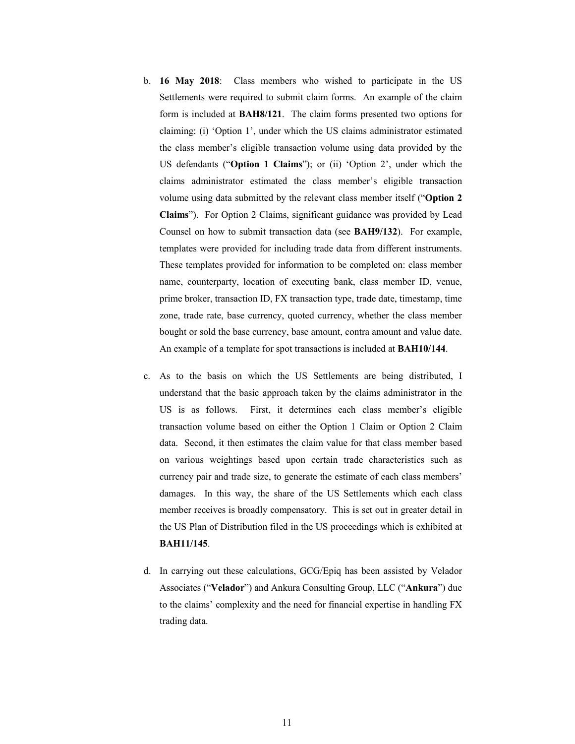b. **16 May 2018**: Class members who wished to participate in the US Settlements were required to submit claim forms. An example of the claim form is included at **BAH8/121**. The claim forms presented two options for claiming: (i) 'Option 1', under which the US claims administrator estimated the class member's eligible transaction volume using data provided by the US defendants ("**Option 1 Claims**"); or (ii) 'Option 2', under which the claims administrator estimated the class member's eligible transaction volume using data submitted by the relevant class member itself ("**Option 2 Claims**"). For Option 2 Claims, significant guidance was provided by Lead Counsel on how to submit transaction data (see **BAH9/132**). For example, templates were provided for including trade data from different instruments. These templates provided for information to be completed on: class member name, counterparty, location of executing bank, class member ID, venue, prime broker, transaction ID, FX transaction type, trade date, timestamp, time zone, trade rate, base currency, quoted currency, whether the class member bought or sold the base currency, base amount, contra amount and value date. An example of a template for spot transactions is included at **BAH10/144**.

c. As to the basis on which the US Settlements are being distributed, I understand that the basic approach taken by the claims administrator in the US is as follows. First, it determines each class member's eligible transaction volume based on either the Option 1 Claim or Option 2 Claim data. Second, it then estimates the claim value for that class member based on various weightings based upon certain trade characteristics such as currency pair and trade size, to generate the estimate of each class members' damages. In this way, the share of the US Settlements which each class member receives is broadly compensatory. This is set out in greater detail in the US Plan of Distribution filed in the US proceedings which is exhibited at **BAH11/145**.

d. In carrying out these calculations, GCG/Epiq has been assisted by Velador Associates ("**Velador**") and Ankura Consulting Group, LLC ("**Ankura**") due to the claims' complexity and the need for financial expertise in handling FX trading data.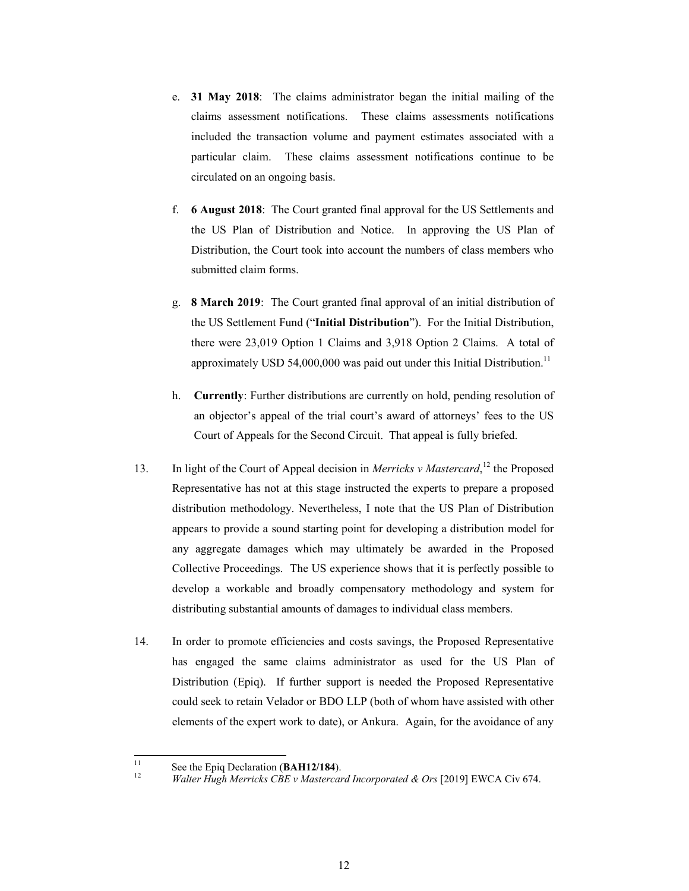e. **31 May 2018**: The claims administrator began the initial mailing of the claims assessment notifications. These claims assessments notifications included the transaction volume and payment estimates associated with a particular claim. These claims assessment notifications continue to be circulated on an ongoing basis.

f. **6 August 2018**: The Court granted final approval for the US Settlements and the US Plan of Distribution and Notice. In approving the US Plan of Distribution, the Court took into account the numbers of class members who submitted claim forms.

g. **8 March 2019**: The Court granted final approval of an initial distribution of the US Settlement Fund ("**Initial Distribution**"). For the Initial Distribution, there were 23,019 Option 1 Claims and 3,918 Option 2 Claims. A total of approximately USD 54,000,000 was paid out under this Initial Distribution.[11]

h. **Currently**: Further distributions are currently on hold, pending resolution of an objector's appeal of the trial court's award of attorneys' fees to the US Court of Appeals for the Second Circuit. That appeal is fully briefed.

13. In light of the Court of Appeal decision in *Merricks v Mastercard*,[12] the Proposed Representative has not at this stage instructed the experts to prepare a proposed distribution methodology. Nevertheless, I note that the US Plan of Distribution appears to provide a sound starting point for developing a distribution model for any aggregate damages which may ultimately be awarded in the Proposed Collective Proceedings. The US experience shows that it is perfectly possible to develop a workable and broadly compensatory methodology and system for distributing substantial amounts of damages to individual class members.

14. In order to promote efficiencies and costs savings, the Proposed Representative has engaged the same claims administrator as used for the US Plan of Distribution (Epiq). If further support is needed the Proposed Representative could seek to retain Velador or BDO LLP (both of whom have assisted with other elements of the expert work to date), or Ankura. Again, for the avoidance of any

---

[11] See the Epiq Declaration (**BAH12/184**).

[12] *Walter Hugh Merricks CBE v Mastercard Incorporated & Ors* [2019] EWCA Civ 674.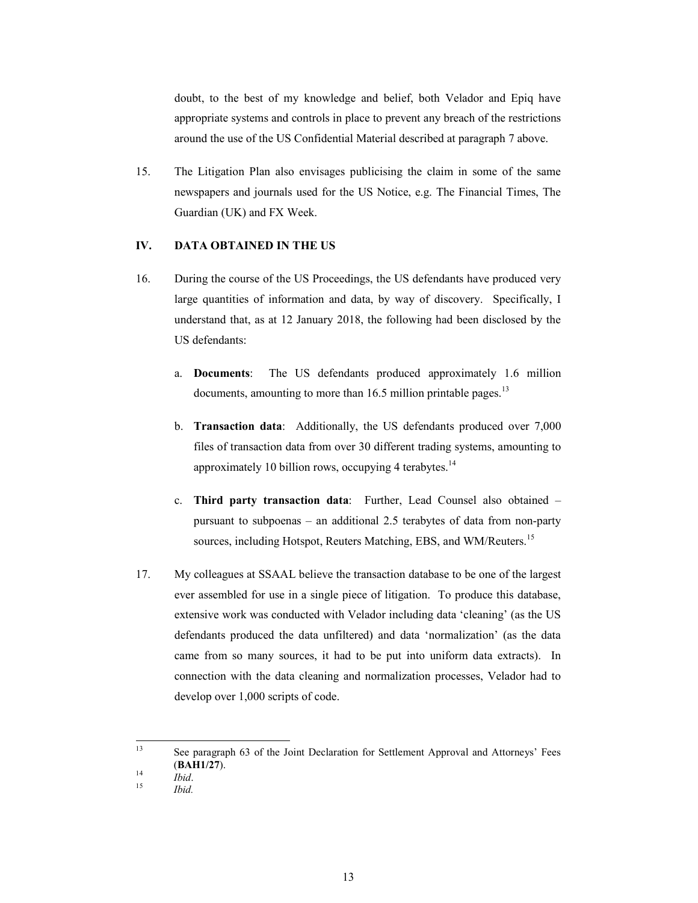doubt, to the best of my knowledge and belief, both Velador and Epiq have appropriate systems and controls in place to prevent any breach of the restrictions around the use of the US Confidential Material described at paragraph 7 above.

15. The Litigation Plan also envisages publicising the claim in some of the same newspapers and journals used for the US Notice, e.g. The Financial Times, The Guardian (UK) and FX Week.

## IV. DATA OBTAINED IN THE US

16. During the course of the US Proceedings, the US defendants have produced very large quantities of information and data, by way of discovery. Specifically, I understand that, as at 12 January 2018, the following had been disclosed by the US defendants:

    a. **Documents**: The US defendants produced approximately 1.6 million documents, amounting to more than 16.5 million printable pages.[13]

    b. **Transaction data**: Additionally, the US defendants produced over 7,000 files of transaction data from over 30 different trading systems, amounting to approximately 10 billion rows, occupying 4 terabytes.[14]

    c. **Third party transaction data**: Further, Lead Counsel also obtained – pursuant to subpoenas – an additional 2.5 terabytes of data from non-party sources, including Hotspot, Reuters Matching, EBS, and WM/Reuters.[15]

17. My colleagues at SSAAL believe the transaction database to be one of the largest ever assembled for use in a single piece of litigation. To produce this database, extensive work was conducted with Velador including data 'cleaning' (as the US defendants produced the data unfiltered) and data 'normalization' (as the data came from so many sources, it had to be put into uniform data extracts). In connection with the data cleaning and normalization processes, Velador had to develop over 1,000 scripts of code.

---

[13] See paragraph 63 of the Joint Declaration for Settlement Approval and Attorneys' Fees (**BAH1/27**).

[14] *Ibid*.

[15] *Ibid.*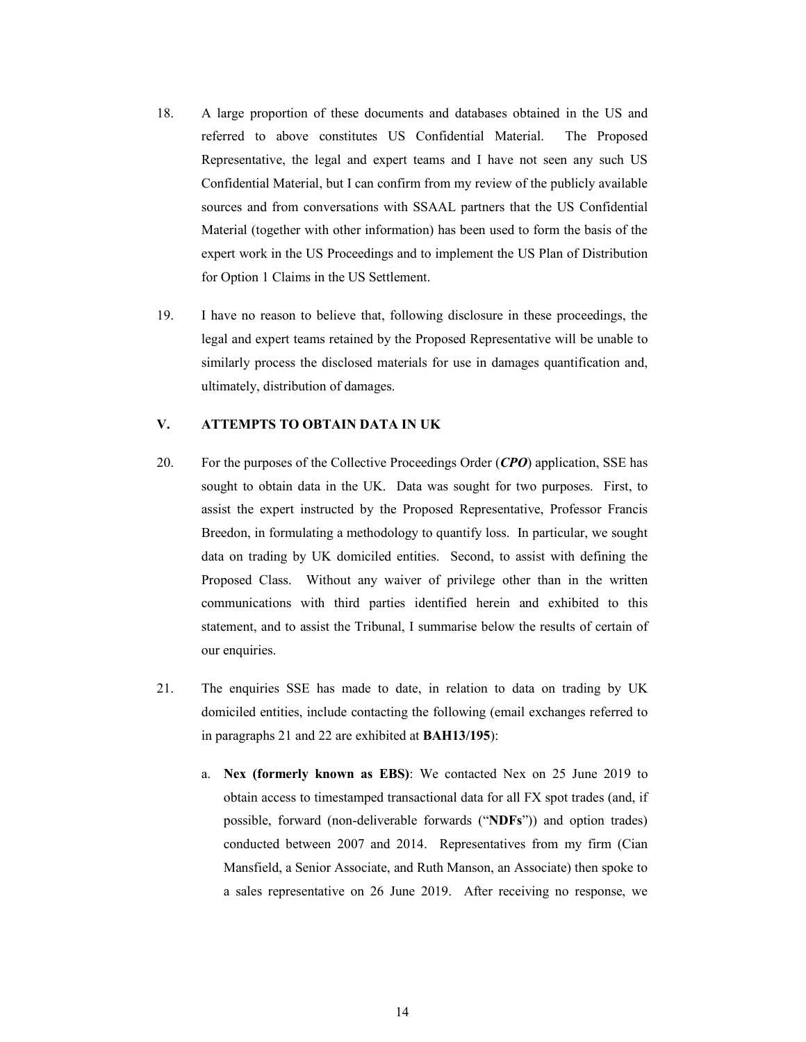18. A large proportion of these documents and databases obtained in the US and referred to above constitutes US Confidential Material. The Proposed Representative, the legal and expert teams and I have not seen any such US Confidential Material, but I can confirm from my review of the publicly available sources and from conversations with SSAAL partners that the US Confidential Material (together with other information) has been used to form the basis of the expert work in the US Proceedings and to implement the US Plan of Distribution for Option 1 Claims in the US Settlement.

19. I have no reason to believe that, following disclosure in these proceedings, the legal and expert teams retained by the Proposed Representative will be unable to similarly process the disclosed materials for use in damages quantification and, ultimately, distribution of damages.

## V. ATTEMPTS TO OBTAIN DATA IN UK

20. For the purposes of the Collective Proceedings Order (***CPO***) application, SSE has sought to obtain data in the UK. Data was sought for two purposes. First, to assist the expert instructed by the Proposed Representative, Professor Francis Breedon, in formulating a methodology to quantify loss. In particular, we sought data on trading by UK domiciled entities. Second, to assist with defining the Proposed Class. Without any waiver of privilege other than in the written communications with third parties identified herein and exhibited to this statement, and to assist the Tribunal, I summarise below the results of certain of our enquiries.

21. The enquiries SSE has made to date, in relation to data on trading by UK domiciled entities, include contacting the following (email exchanges referred to in paragraphs 21 and 22 are exhibited at **BAH13/195**):

    a. **Nex (formerly known as EBS)**: We contacted Nex on 25 June 2019 to obtain access to timestamped transactional data for all FX spot trades (and, if possible, forward (non-deliverable forwards ("**NDFs**")) and option trades) conducted between 2007 and 2014. Representatives from my firm (Cian Mansfield, a Senior Associate, and Ruth Manson, an Associate) then spoke to a sales representative on 26 June 2019. After receiving no response, we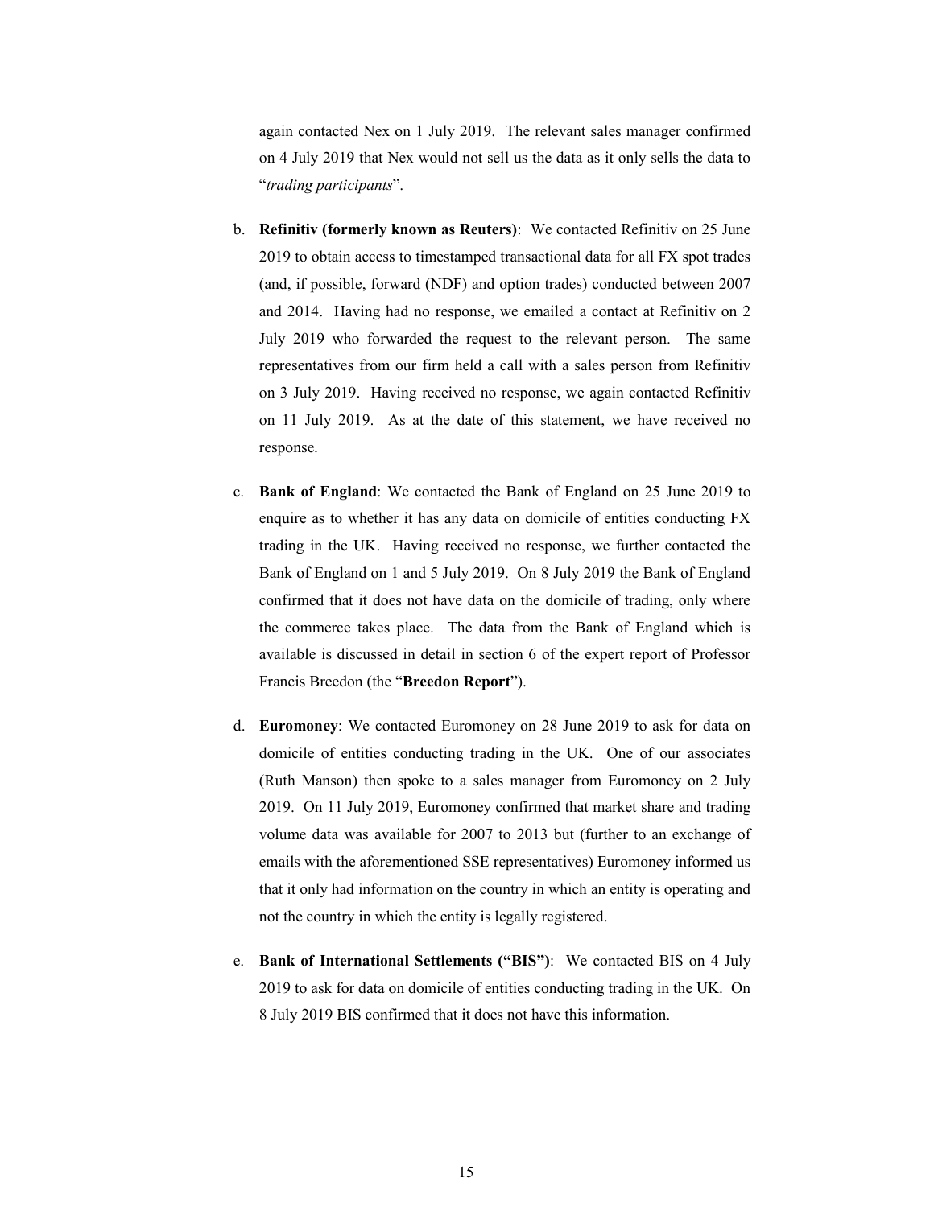again contacted Nex on 1 July 2019. The relevant sales manager confirmed on 4 July 2019 that Nex would not sell us the data as it only sells the data to "*trading participants*".

b. **Refinitiv (formerly known as Reuters)**: We contacted Refinitiv on 25 June 2019 to obtain access to timestamped transactional data for all FX spot trades (and, if possible, forward (NDF) and option trades) conducted between 2007 and 2014. Having had no response, we emailed a contact at Refinitiv on 2 July 2019 who forwarded the request to the relevant person. The same representatives from our firm held a call with a sales person from Refinitiv on 3 July 2019. Having received no response, we again contacted Refinitiv on 11 July 2019. As at the date of this statement, we have received no response.

c. **Bank of England**: We contacted the Bank of England on 25 June 2019 to enquire as to whether it has any data on domicile of entities conducting FX trading in the UK. Having received no response, we further contacted the Bank of England on 1 and 5 July 2019. On 8 July 2019 the Bank of England confirmed that it does not have data on the domicile of trading, only where the commerce takes place. The data from the Bank of England which is available is discussed in detail in section 6 of the expert report of Professor Francis Breedon (the "**Breedon Report**").

d. **Euromoney**: We contacted Euromoney on 28 June 2019 to ask for data on domicile of entities conducting trading in the UK. One of our associates (Ruth Manson) then spoke to a sales manager from Euromoney on 2 July 2019. On 11 July 2019, Euromoney confirmed that market share and trading volume data was available for 2007 to 2013 but (further to an exchange of emails with the aforementioned SSE representatives) Euromoney informed us that it only had information on the country in which an entity is operating and not the country in which the entity is legally registered.

e. **Bank of International Settlements ("BIS")**: We contacted BIS on 4 July 2019 to ask for data on domicile of entities conducting trading in the UK. On 8 July 2019 BIS confirmed that it does not have this information.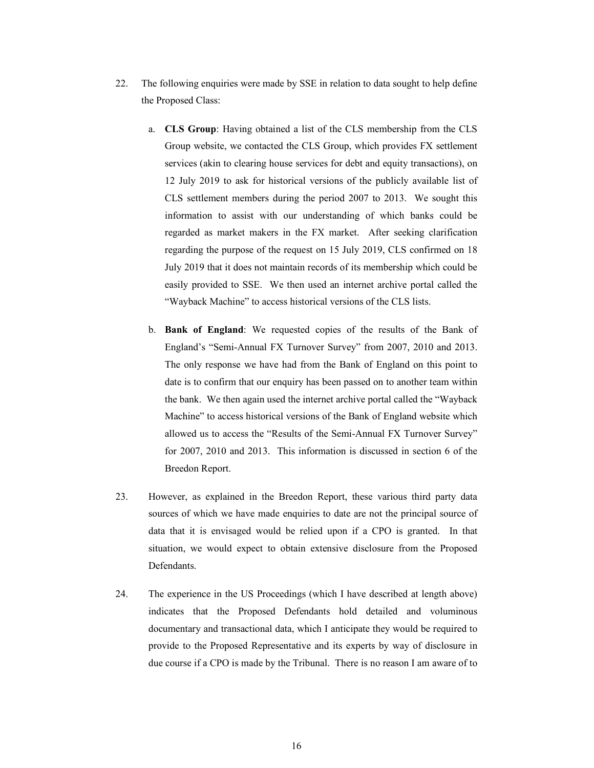22. The following enquiries were made by SSE in relation to data sought to help define the Proposed Class:

    a. **CLS Group**: Having obtained a list of the CLS membership from the CLS Group website, we contacted the CLS Group, which provides FX settlement services (akin to clearing house services for debt and equity transactions), on 12 July 2019 to ask for historical versions of the publicly available list of CLS settlement members during the period 2007 to 2013. We sought this information to assist with our understanding of which banks could be regarded as market makers in the FX market. After seeking clarification regarding the purpose of the request on 15 July 2019, CLS confirmed on 18 July 2019 that it does not maintain records of its membership which could be easily provided to SSE. We then used an internet archive portal called the "Wayback Machine" to access historical versions of the CLS lists.

    b. **Bank of England**: We requested copies of the results of the Bank of England's "Semi-Annual FX Turnover Survey" from 2007, 2010 and 2013. The only response we have had from the Bank of England on this point to date is to confirm that our enquiry has been passed on to another team within the bank. We then again used the internet archive portal called the "Wayback Machine" to access historical versions of the Bank of England website which allowed us to access the "Results of the Semi-Annual FX Turnover Survey" for 2007, 2010 and 2013. This information is discussed in section 6 of the Breedon Report.

23. However, as explained in the Breedon Report, these various third party data sources of which we have made enquiries to date are not the principal source of data that it is envisaged would be relied upon if a CPO is granted. In that situation, we would expect to obtain extensive disclosure from the Proposed Defendants.

24. The experience in the US Proceedings (which I have described at length above) indicates that the Proposed Defendants hold detailed and voluminous documentary and transactional data, which I anticipate they would be required to provide to the Proposed Representative and its experts by way of disclosure in due course if a CPO is made by the Tribunal. There is no reason I am aware of to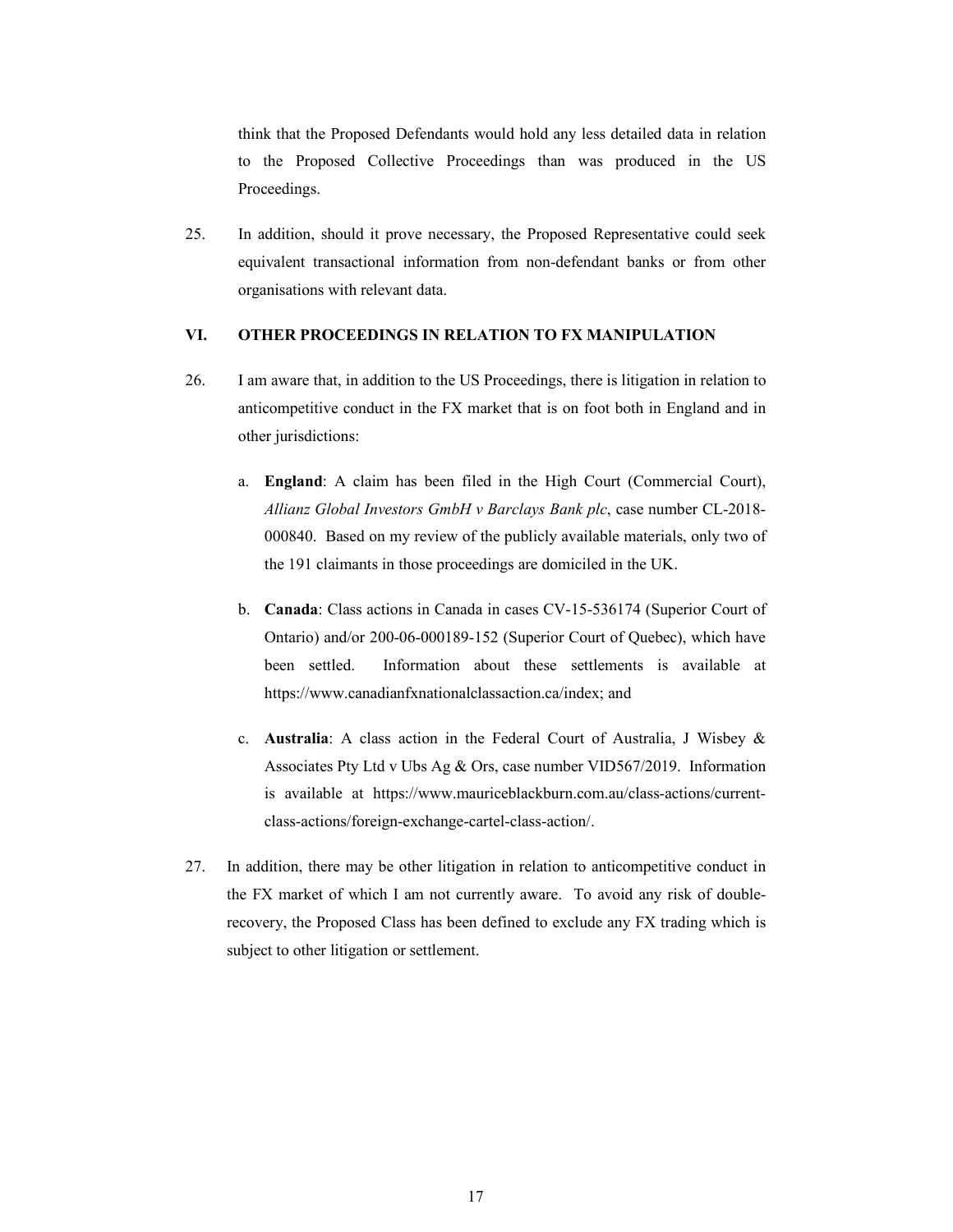think that the Proposed Defendants would hold any less detailed data in relation to the Proposed Collective Proceedings than was produced in the US Proceedings.

25. In addition, should it prove necessary, the Proposed Representative could seek equivalent transactional information from non-defendant banks or from other organisations with relevant data.

## VI. OTHER PROCEEDINGS IN RELATION TO FX MANIPULATION

26. I am aware that, in addition to the US Proceedings, there is litigation in relation to anticompetitive conduct in the FX market that is on foot both in England and in other jurisdictions:

    a. **England**: A claim has been filed in the High Court (Commercial Court), *Allianz Global Investors GmbH v Barclays Bank plc*, case number CL-2018-000840. Based on my review of the publicly available materials, only two of the 191 claimants in those proceedings are domiciled in the UK.

    b. **Canada**: Class actions in Canada in cases CV-15-536174 (Superior Court of Ontario) and/or 200-06-000189-152 (Superior Court of Quebec), which have been settled. Information about these settlements is available at https://www.canadianfxnationalclassaction.ca/index; and

    c. **Australia**: A class action in the Federal Court of Australia, J Wisbey & Associates Pty Ltd v Ubs Ag & Ors, case number VID567/2019. Information is available at https://www.mauriceblackburn.com.au/class-actions/current-class-actions/foreign-exchange-cartel-class-action/.

27. In addition, there may be other litigation in relation to anticompetitive conduct in the FX market of which I am not currently aware. To avoid any risk of double-recovery, the Proposed Class has been defined to exclude any FX trading which is subject to other litigation or settlement.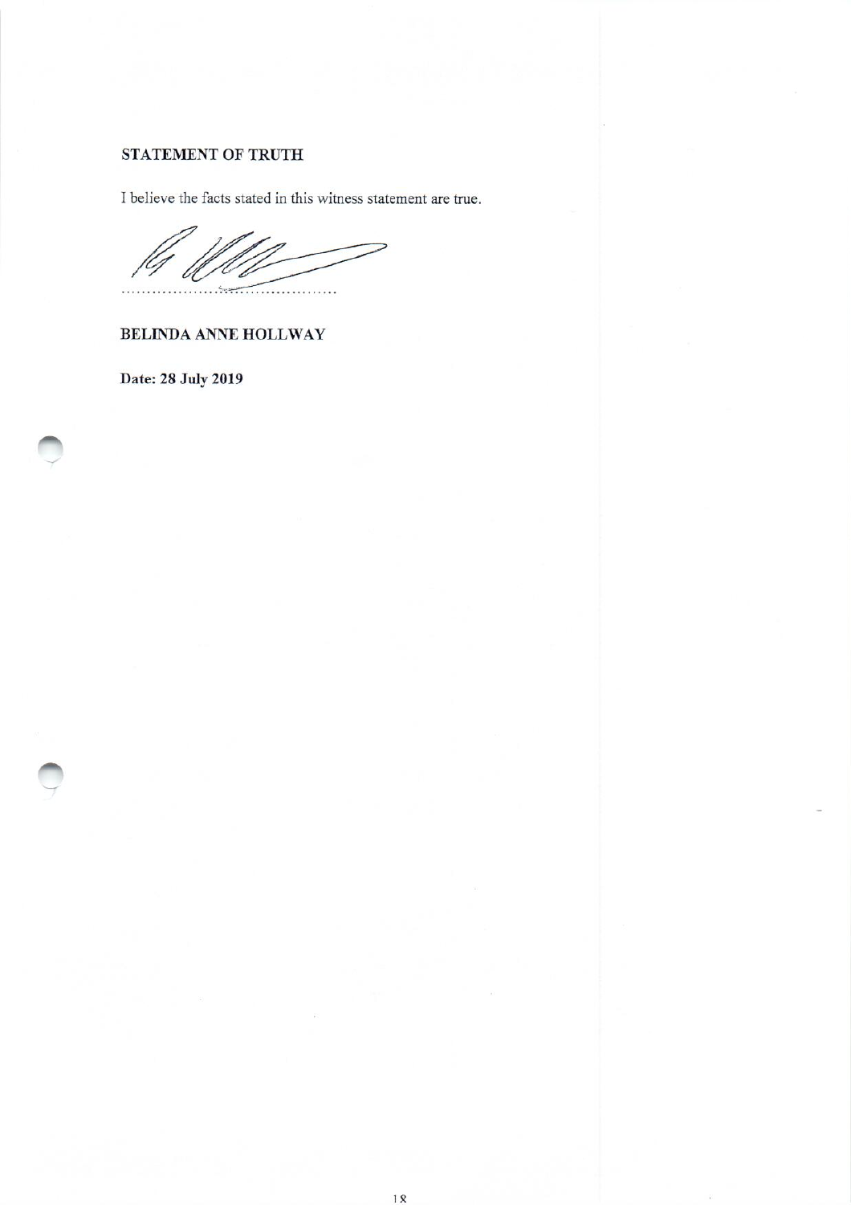**STATEMENT OF TRUTH**

I believe the facts stated in this witness statement are true.

.........................................

**BELINDA ANNE HOLLWAY**

**Date: 28 July 2019**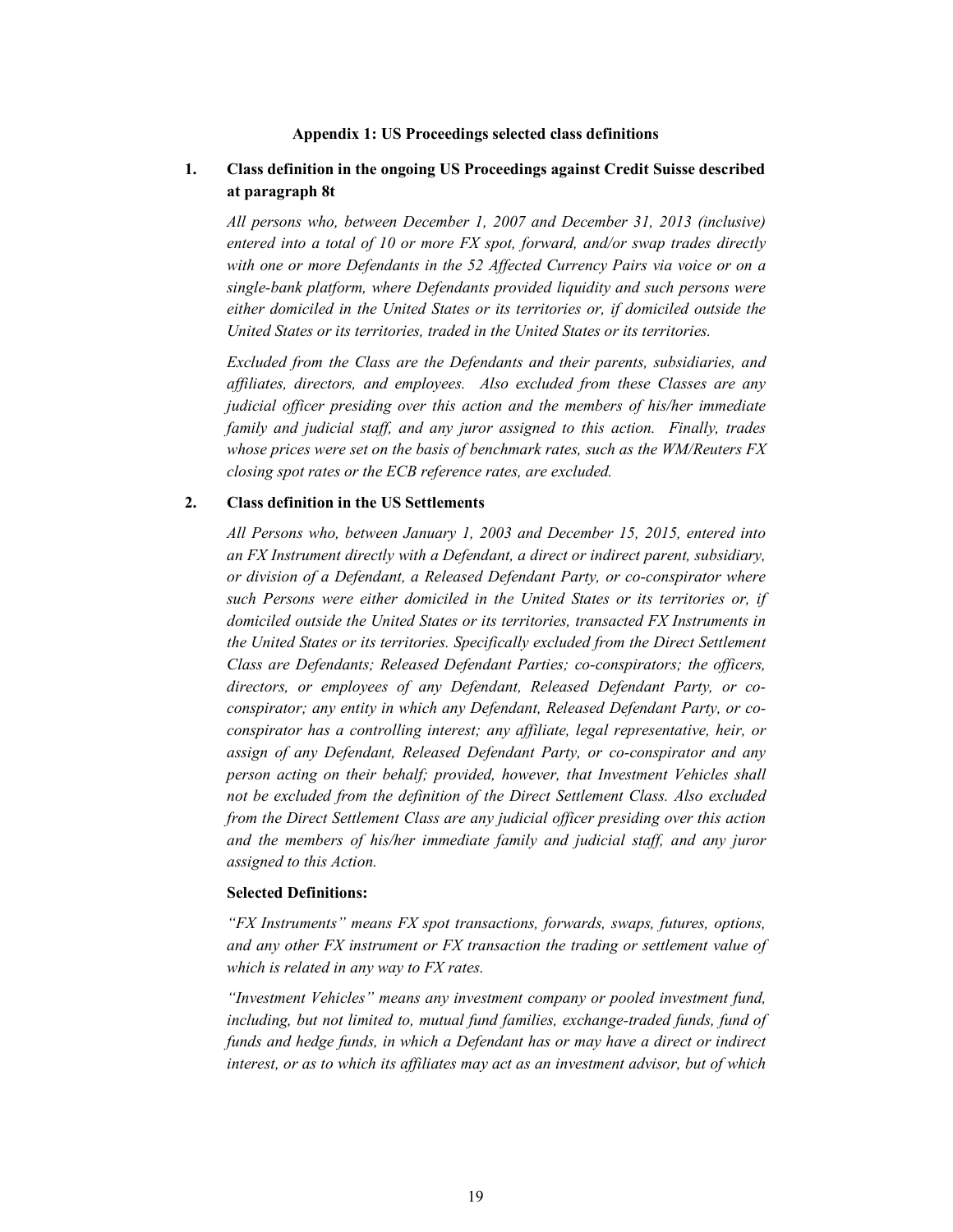## Appendix 1: US Proceedings selected class definitions

### 1. Class definition in the ongoing US Proceedings against Credit Suisse described at paragraph 8t

*All persons who, between December 1, 2007 and December 31, 2013 (inclusive) entered into a total of 10 or more FX spot, forward, and/or swap trades directly with one or more Defendants in the 52 Affected Currency Pairs via voice or on a single-bank platform, where Defendants provided liquidity and such persons were either domiciled in the United States or its territories or, if domiciled outside the United States or its territories, traded in the United States or its territories.*

*Excluded from the Class are the Defendants and their parents, subsidiaries, and affiliates, directors, and employees. Also excluded from these Classes are any judicial officer presiding over this action and the members of his/her immediate family and judicial staff, and any juror assigned to this action. Finally, trades whose prices were set on the basis of benchmark rates, such as the WM/Reuters FX closing spot rates or the ECB reference rates, are excluded.*

### 2. Class definition in the US Settlements

*All Persons who, between January 1, 2003 and December 15, 2015, entered into an FX Instrument directly with a Defendant, a direct or indirect parent, subsidiary, or division of a Defendant, a Released Defendant Party, or co-conspirator where such Persons were either domiciled in the United States or its territories or, if domiciled outside the United States or its territories, transacted FX Instruments in the United States or its territories. Specifically excluded from the Direct Settlement Class are Defendants; Released Defendant Parties; co-conspirators; the officers, directors, or employees of any Defendant, Released Defendant Party, or co-conspirator; any entity in which any Defendant, Released Defendant Party, or co-conspirator has a controlling interest; any affiliate, legal representative, heir, or assign of any Defendant, Released Defendant Party, or co-conspirator and any person acting on their behalf; provided, however, that Investment Vehicles shall not be excluded from the definition of the Direct Settlement Class. Also excluded from the Direct Settlement Class are any judicial officer presiding over this action and the members of his/her immediate family and judicial staff, and any juror assigned to this Action.*

**Selected Definitions:**

*"FX Instruments" means FX spot transactions, forwards, swaps, futures, options, and any other FX instrument or FX transaction the trading or settlement value of which is related in any way to FX rates.*

*"Investment Vehicles" means any investment company or pooled investment fund, including, but not limited to, mutual fund families, exchange-traded funds, fund of funds and hedge funds, in which a Defendant has or may have a direct or indirect interest, or as to which its affiliates may act as an investment advisor, but of which*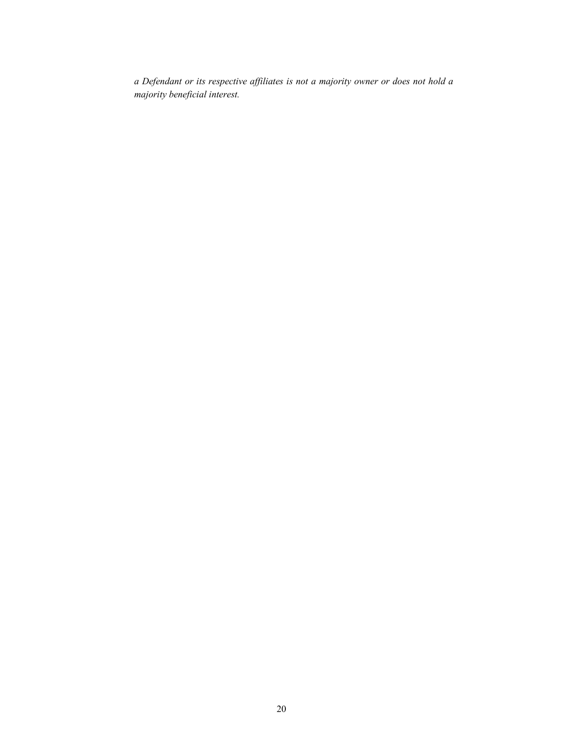*a Defendant or its respective affiliates is not a majority owner or does not hold a majority beneficial interest.*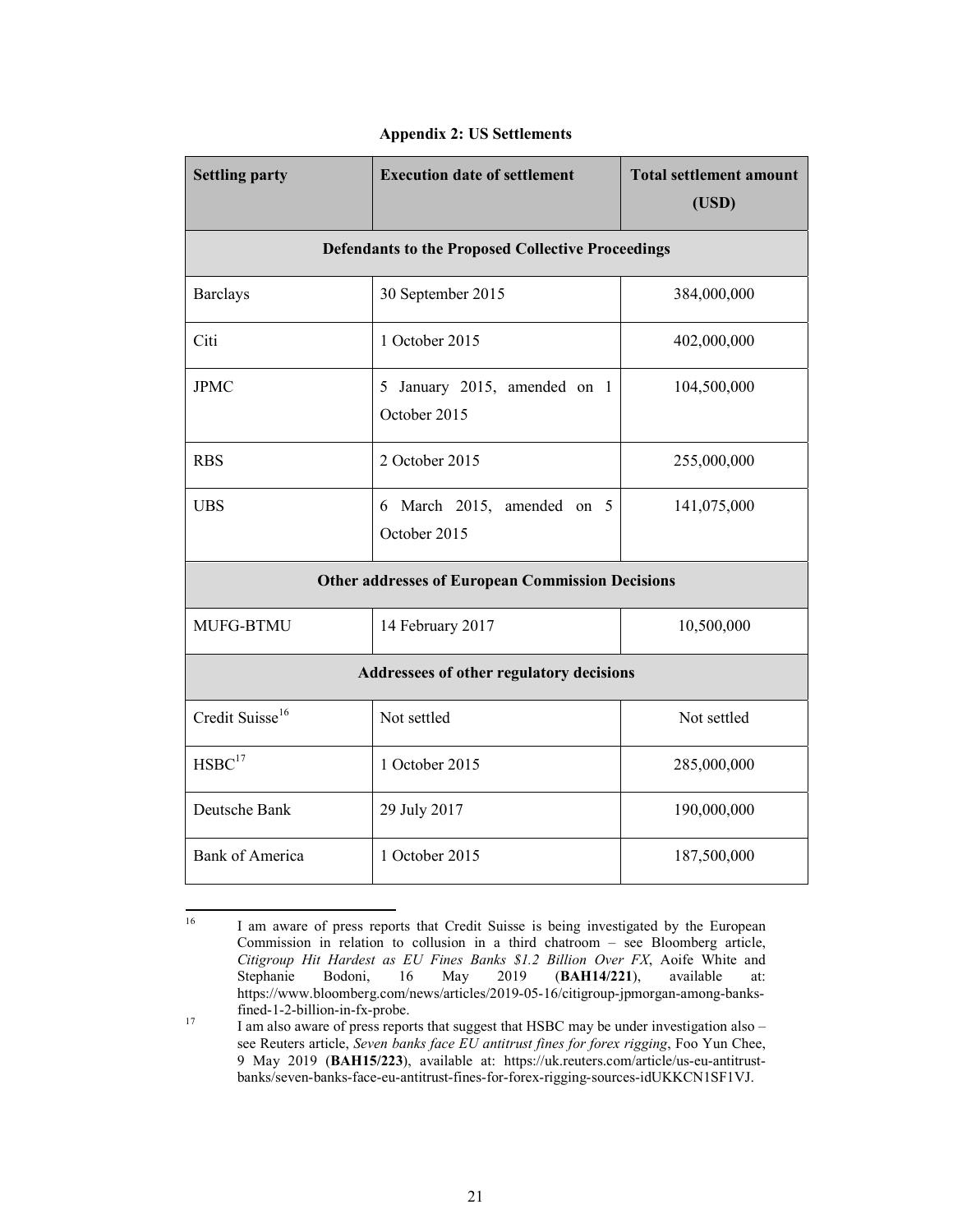## Appendix 2: US Settlements

| Settling party | Execution date of settlement | Total settlement amount (USD) |
|---|---|---|
| **Defendants to the Proposed Collective Proceedings** | | |
| Barclays | 30 September 2015 | 384,000,000 |
| Citi | 1 October 2015 | 402,000,000 |
| JPMC | 5 January 2015, amended on 1 October 2015 | 104,500,000 |
| RBS | 2 October 2015 | 255,000,000 |
| UBS | 6 March 2015, amended on 5 October 2015 | 141,075,000 |
| **Other addresses of European Commission Decisions** | | |
| MUFG-BTMU | 14 February 2017 | 10,500,000 |
| **Addressees of other regulatory decisions** | | |
| Credit Suisse[16] | Not settled | Not settled |
| HSBC[17] | 1 October 2015 | 285,000,000 |
| Deutsche Bank | 29 July 2017 | 190,000,000 |
| Bank of America | 1 October 2015 | 187,500,000 |

---

16 I am aware of press reports that Credit Suisse is being investigated by the European Commission in relation to collusion in a third chatroom – see Bloomberg article, *Citigroup Hit Hardest as EU Fines Banks $1.2 Billion Over FX*, Aoife White and Stephanie Bodoni, 16 May 2019 (**BAH14/221**), available at: https://www.bloomberg.com/news/articles/2019-05-16/citigroup-jpmorgan-among-banks-fined-1-2-billion-in-fx-probe.

17 I am also aware of press reports that suggest that HSBC may be under investigation also – see Reuters article, *Seven banks face EU antitrust fines for forex rigging*, Foo Yun Chee, 9 May 2019 (**BAH15/223**), available at: https://uk.reuters.com/article/us-eu-antitrust-banks/seven-banks-face-eu-antitrust-fines-for-forex-rigging-sources-idUKKCN1SF1VJ.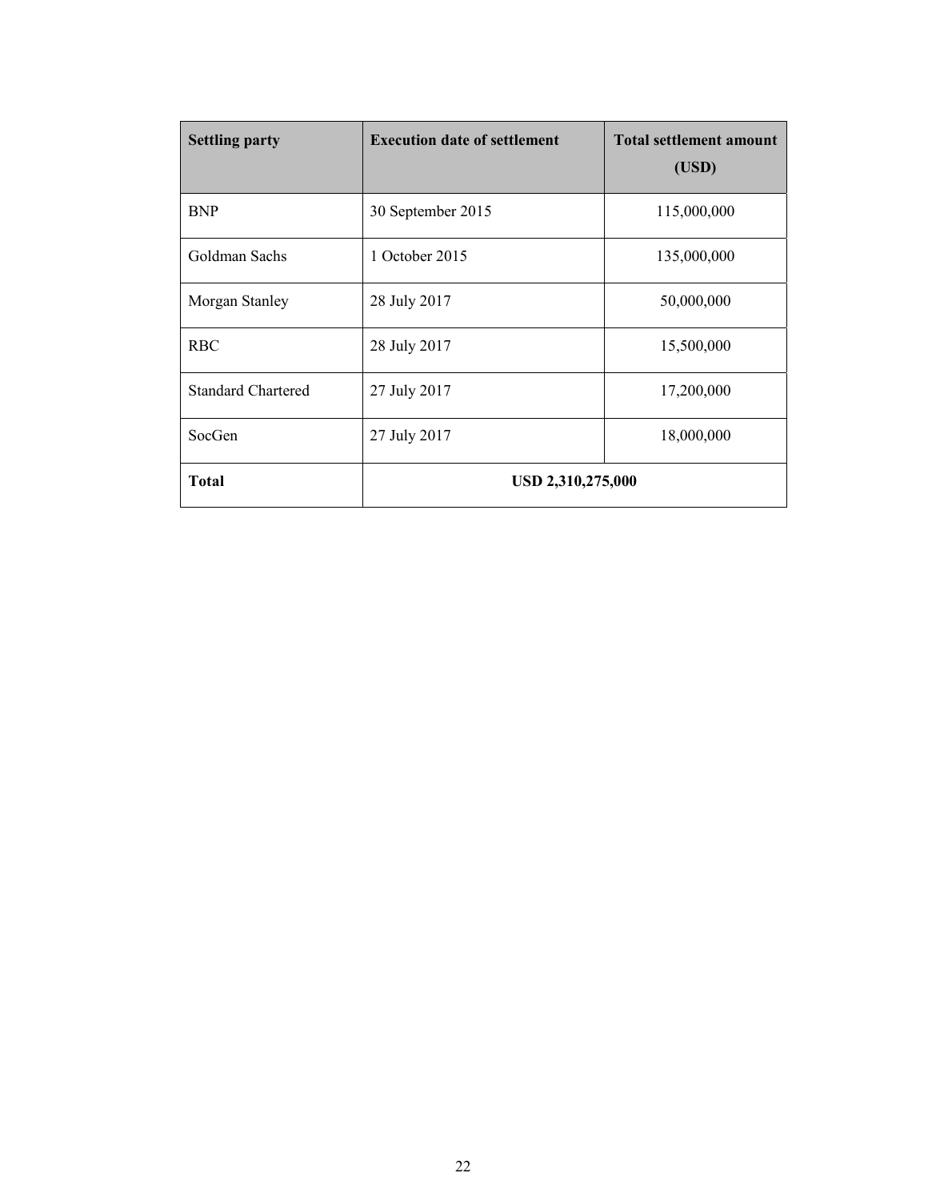| Settling party | Execution date of settlement | Total settlement amount (USD) |
|---|---|---|
| BNP | 30 September 2015 | 115,000,000 |
| Goldman Sachs | 1 October 2015 | 135,000,000 |
| Morgan Stanley | 28 July 2017 | 50,000,000 |
| RBC | 28 July 2017 | 15,500,000 |
| Standard Chartered | 27 July 2017 | 17,200,000 |
| SocGen | 27 July 2017 | 18,000,000 |
| **Total** | **USD 2,310,275,000** | |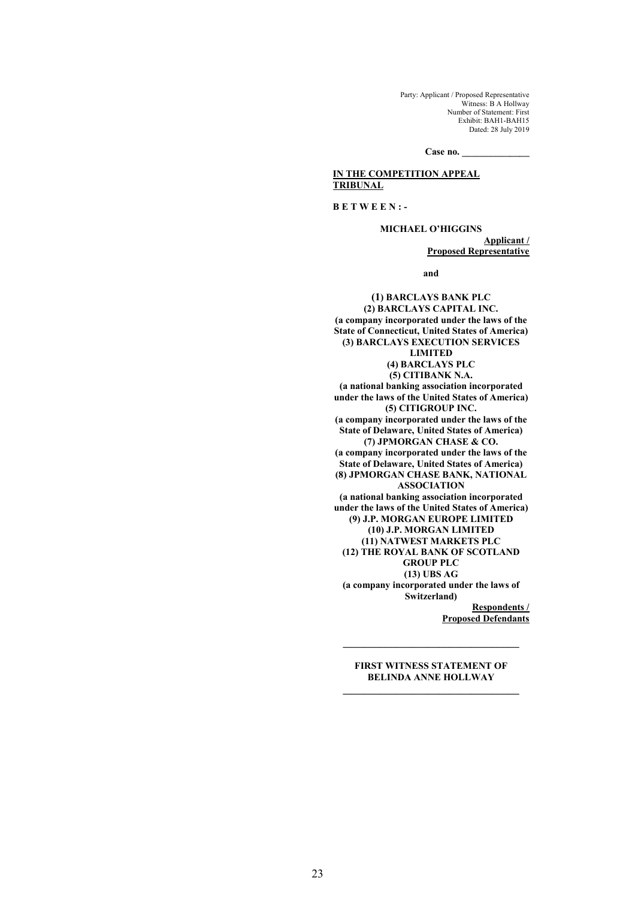Party: Applicant / Proposed Representative
Witness: B A Hollway
Number of Statement: First
Exhibit: BAH1-BAH15
Dated: 28 July 2019

**Case no. \_\_\_\_\_\_\_\_\_\_\_\_\_\_**

**IN THE COMPETITION APPEAL TRIBUNAL**

**B E T W E E N : -**

**MICHAEL O'HIGGINS**

**Applicant / Proposed Representative**

**and**

**(1) BARCLAYS BANK PLC**
**(2) BARCLAYS CAPITAL INC.**
**(a company incorporated under the laws of the State of Connecticut, United States of America)**
**(3) BARCLAYS EXECUTION SERVICES LIMITED**
**(4) BARCLAYS PLC**
**(5) CITIBANK N.A.**
**(a national banking association incorporated under the laws of the United States of America)**
**(5) CITIGROUP INC.**
**(a company incorporated under the laws of the State of Delaware, United States of America)**
**(7) JPMORGAN CHASE & CO.**
**(a company incorporated under the laws of the State of Delaware, United States of America)**
**(8) JPMORGAN CHASE BANK, NATIONAL ASSOCIATION**
**(a national banking association incorporated under the laws of the United States of America)**
**(9) J.P. MORGAN EUROPE LIMITED**
**(10) J.P. MORGAN LIMITED**
**(11) NATWEST MARKETS PLC**
**(12) THE ROYAL BANK OF SCOTLAND GROUP PLC**
**(13) UBS AG**
**(a company incorporated under the laws of Switzerland)**

**Respondents / Proposed Defendants**

---

**FIRST WITNESS STATEMENT OF BELINDA ANNE HOLLWAY**

---